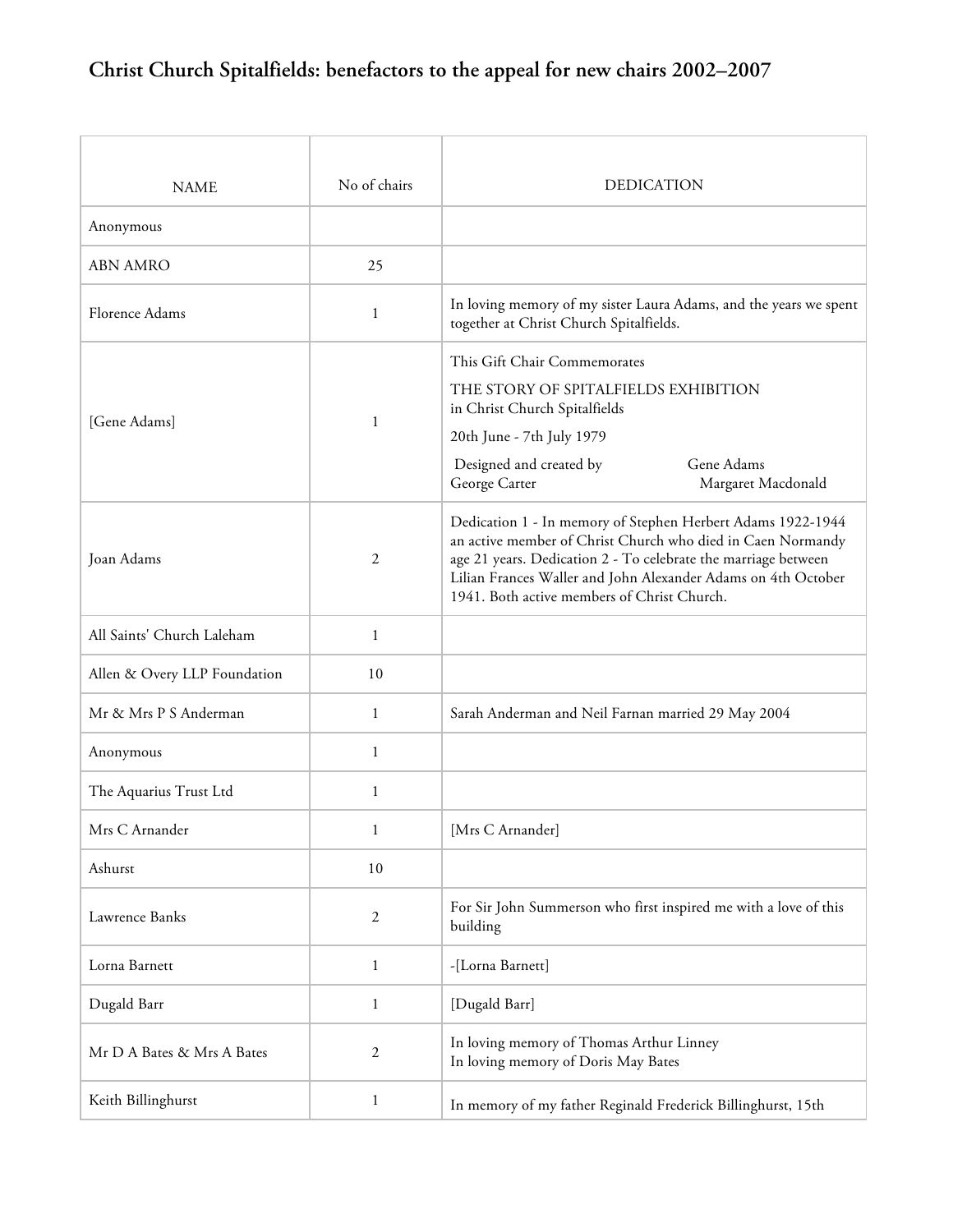# Christ Church Spitalfields: benefactors to the appeal for new chairs 2002–2007

| NAME | No of chairs | DEDICATION |
|---|---|---|
| Anonymous | | |
| ABN AMRO | 25 | |
| Florence Adams | 1 | In loving memory of my sister Laura Adams, and the years we spent together at Christ Church Spitalfields. |
| [Gene Adams] | 1 | This Gift Chair Commemorates THE STORY OF SPITALFIELDS EXHIBITION in Christ Church Spitalfields 20th June - 7th July 1979 Designed and created by Gene Adams George Carter Margaret Macdonald |
| Joan Adams | 2 | Dedication 1 - In memory of Stephen Herbert Adams 1922-1944 an active member of Christ Church who died in Caen Normandy age 21 years. Dedication 2 - To celebrate the marriage between Lilian Frances Waller and John Alexander Adams on 4th October 1941. Both active members of Christ Church. |
| All Saints' Church Laleham | 1 | |
| Allen & Overy LLP Foundation | 10 | |
| Mr & Mrs P S Anderman | 1 | Sarah Anderman and Neil Farnan married 29 May 2004 |
| Anonymous | 1 | |
| The Aquarius Trust Ltd | 1 | |
| Mrs C Arnander | 1 | [Mrs C Arnander] |
| Ashurst | 10 | |
| Lawrence Banks | 2 | For Sir John Summerson who first inspired me with a love of this building |
| Lorna Barnett | 1 | -[Lorna Barnett] |
| Dugald Barr | 1 | [Dugald Barr] |
| Mr D A Bates & Mrs A Bates | 2 | In loving memory of Thomas Arthur Linney<br>In loving memory of Doris May Bates |
| Keith Billinghurst | 1 | In memory of my father Reginald Frederick Billinghurst, 15th |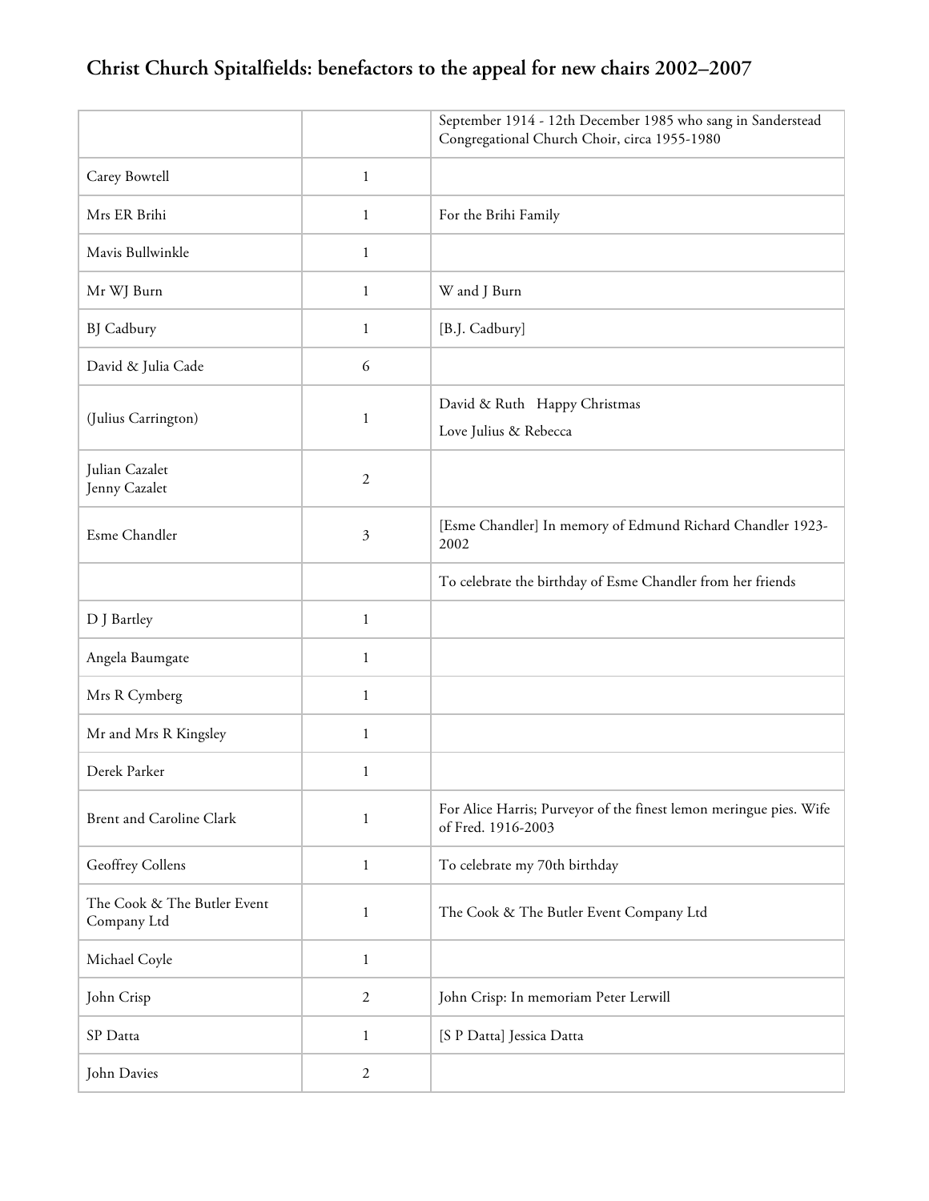# Christ Church Spitalfields: benefactors to the appeal for new chairs 2002–2007

| | | |
|---|---|---|
| | | September 1914 - 12th December 1985 who sang in Sanderstead Congregational Church Choir, circa 1955-1980 |
| Carey Bowtell | 1 | |
| Mrs ER Brihi | 1 | For the Brihi Family |
| Mavis Bullwinkle | 1 | |
| Mr WJ Burn | 1 | W and J Burn |
| BJ Cadbury | 1 | [B.J. Cadbury] |
| David & Julia Cade | 6 | |
| (Julius Carrington) | 1 | David & Ruth Happy Christmas<br>Love Julius & Rebecca |
| Julian Cazalet<br>Jenny Cazalet | 2 | |
| Esme Chandler | 3 | [Esme Chandler] In memory of Edmund Richard Chandler 1923-2002 |
| | | To celebrate the birthday of Esme Chandler from her friends |
| D J Bartley | 1 | |
| Angela Baumgate | 1 | |
| Mrs R Cymberg | 1 | |
| Mr and Mrs R Kingsley | 1 | |
| Derek Parker | 1 | |
| Brent and Caroline Clark | 1 | For Alice Harris; Purveyor of the finest lemon meringue pies. Wife of Fred. 1916-2003 |
| Geoffrey Collens | 1 | To celebrate my 70th birthday |
| The Cook & The Butler Event Company Ltd | 1 | The Cook & The Butler Event Company Ltd |
| Michael Coyle | 1 | |
| John Crisp | 2 | John Crisp: In memoriam Peter Lerwill |
| SP Datta | 1 | [S P Datta] Jessica Datta |
| John Davies | 2 | |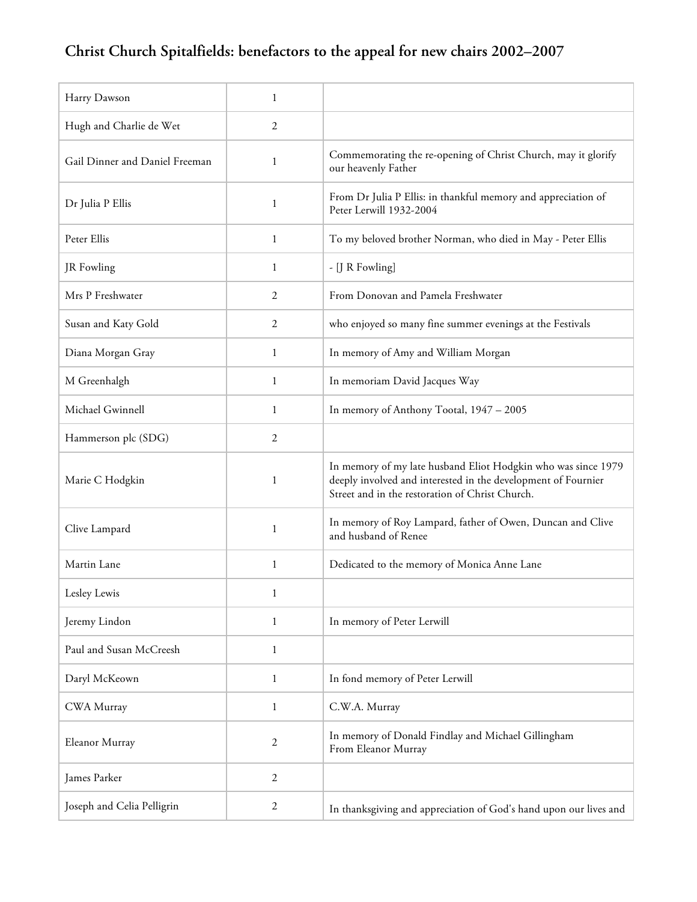## Christ Church Spitalfields: benefactors to the appeal for new chairs 2002–2007

| | | |
|---|---|---|
| Harry Dawson | 1 | |
| Hugh and Charlie de Wet | 2 | |
| Gail Dinner and Daniel Freeman | 1 | Commemorating the re-opening of Christ Church, may it glorify our heavenly Father |
| Dr Julia P Ellis | 1 | From Dr Julia P Ellis: in thankful memory and appreciation of Peter Lerwill 1932-2004 |
| Peter Ellis | 1 | To my beloved brother Norman, who died in May - Peter Ellis |
| JR Fowling | 1 | - [J R Fowling] |
| Mrs P Freshwater | 2 | From Donovan and Pamela Freshwater |
| Susan and Katy Gold | 2 | who enjoyed so many fine summer evenings at the Festivals |
| Diana Morgan Gray | 1 | In memory of Amy and William Morgan |
| M Greenhalgh | 1 | In memoriam David Jacques Way |
| Michael Gwinnell | 1 | In memory of Anthony Tootal, 1947 – 2005 |
| Hammerson plc (SDG) | 2 | |
| Marie C Hodgkin | 1 | In memory of my late husband Eliot Hodgkin who was since 1979 deeply involved and interested in the development of Fournier Street and in the restoration of Christ Church. |
| Clive Lampard | 1 | In memory of Roy Lampard, father of Owen, Duncan and Clive and husband of Renee |
| Martin Lane | 1 | Dedicated to the memory of Monica Anne Lane |
| Lesley Lewis | 1 | |
| Jeremy Lindon | 1 | In memory of Peter Lerwill |
| Paul and Susan McCreesh | 1 | |
| Daryl McKeown | 1 | In fond memory of Peter Lerwill |
| CWA Murray | 1 | C.W.A. Murray |
| Eleanor Murray | 2 | In memory of Donald Findlay and Michael Gillingham<br>From Eleanor Murray |
| James Parker | 2 | |
| Joseph and Celia Pelligrin | 2 | In thanksgiving and appreciation of God's hand upon our lives and |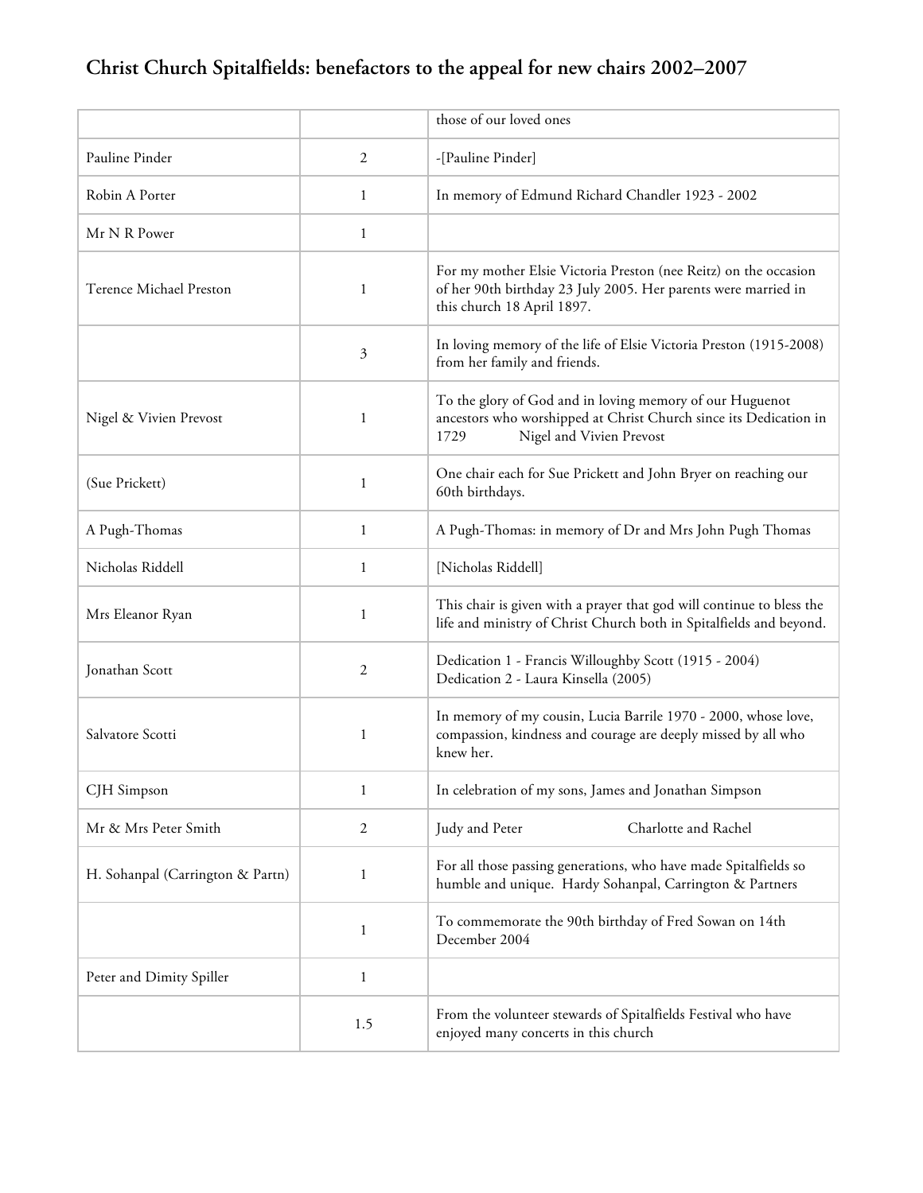# Christ Church Spitalfields: benefactors to the appeal for new chairs 2002–2007

| | | |
|---|---|---|
| | | those of our loved ones |
| Pauline Pinder | 2 | -[Pauline Pinder] |
| Robin A Porter | 1 | In memory of Edmund Richard Chandler 1923 - 2002 |
| Mr N R Power | 1 | |
| Terence Michael Preston | 1 | For my mother Elsie Victoria Preston (nee Reitz) on the occasion of her 90th birthday 23 July 2005. Her parents were married in this church 18 April 1897. |
| | 3 | In loving memory of the life of Elsie Victoria Preston (1915-2008) from her family and friends. |
| Nigel & Vivien Prevost | 1 | To the glory of God and in loving memory of our Huguenot ancestors who worshipped at Christ Church since its Dedication in 1729 Nigel and Vivien Prevost |
| (Sue Prickett) | 1 | One chair each for Sue Prickett and John Bryer on reaching our 60th birthdays. |
| A Pugh-Thomas | 1 | A Pugh-Thomas: in memory of Dr and Mrs John Pugh Thomas |
| Nicholas Riddell | 1 | [Nicholas Riddell] |
| Mrs Eleanor Ryan | 1 | This chair is given with a prayer that god will continue to bless the life and ministry of Christ Church both in Spitalfields and beyond. |
| Jonathan Scott | 2 | Dedication 1 - Francis Willoughby Scott (1915 - 2004) Dedication 2 - Laura Kinsella (2005) |
| Salvatore Scotti | 1 | In memory of my cousin, Lucia Barrile 1970 - 2000, whose love, compassion, kindness and courage are deeply missed by all who knew her. |
| CJH Simpson | 1 | In celebration of my sons, James and Jonathan Simpson |
| Mr & Mrs Peter Smith | 2 | Judy and Peter Charlotte and Rachel |
| H. Sohanpal (Carrington & Partn) | 1 | For all those passing generations, who have made Spitalfields so humble and unique. Hardy Sohanpal, Carrington & Partners |
| | 1 | To commemorate the 90th birthday of Fred Sowan on 14th December 2004 |
| Peter and Dimity Spiller | 1 | |
| | 1.5 | From the volunteer stewards of Spitalfields Festival who have enjoyed many concerts in this church |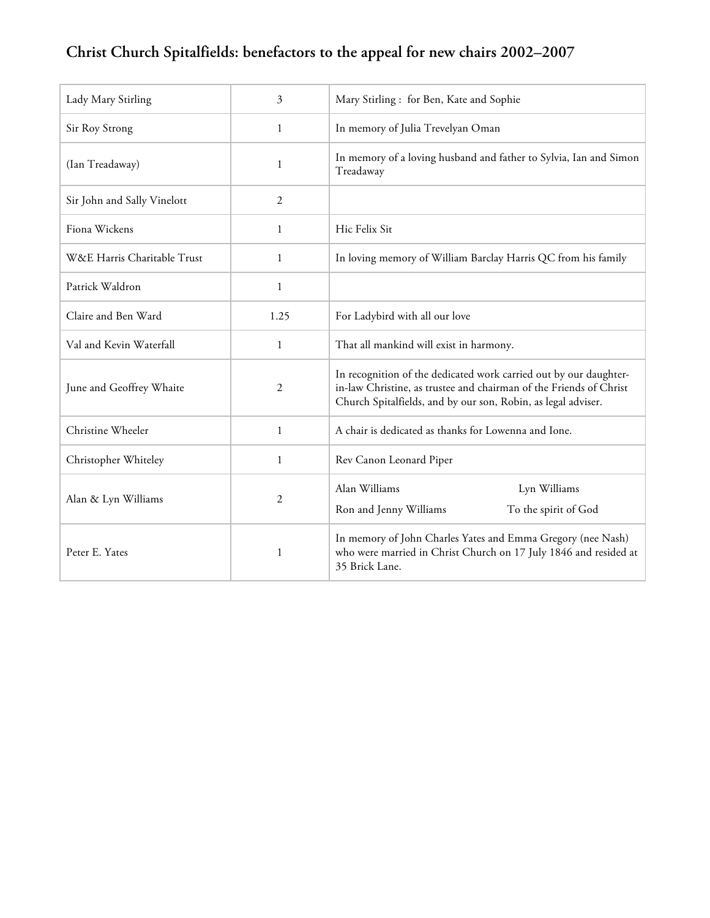## Christ Church Spitalfields: benefactors to the appeal for new chairs 2002–2007

| | | |
|---|---|---|
| Lady Mary Stirling | 3 | Mary Stirling : for Ben, Kate and Sophie |
| Sir Roy Strong | 1 | In memory of Julia Trevelyan Oman |
| (Ian Treadaway) | 1 | In memory of a loving husband and father to Sylvia, Ian and Simon Treadaway |
| Sir John and Sally Vinelott | 2 | |
| Fiona Wickens | 1 | Hic Felix Sit |
| W&E Harris Charitable Trust | 1 | In loving memory of William Barclay Harris QC from his family |
| Patrick Waldron | 1 | |
| Claire and Ben Ward | 1.25 | For Ladybird with all our love |
| Val and Kevin Waterfall | 1 | That all mankind will exist in harmony. |
| June and Geoffrey Whaite | 2 | In recognition of the dedicated work carried out by our daughter-in-law Christine, as trustee and chairman of the Friends of Christ Church Spitalfields, and by our son, Robin, as legal adviser. |
| Christine Wheeler | 1 | A chair is dedicated as thanks for Lowenna and Ione. |
| Christopher Whiteley | 1 | Rev Canon Leonard Piper |
| Alan & Lyn Williams | 2 | Alan Williams Lyn Williams Ron and Jenny Williams To the spirit of God |
| Peter E. Yates | 1 | In memory of John Charles Yates and Emma Gregory (nee Nash) who were married in Christ Church on 17 July 1846 and resided at 35 Brick Lane. |